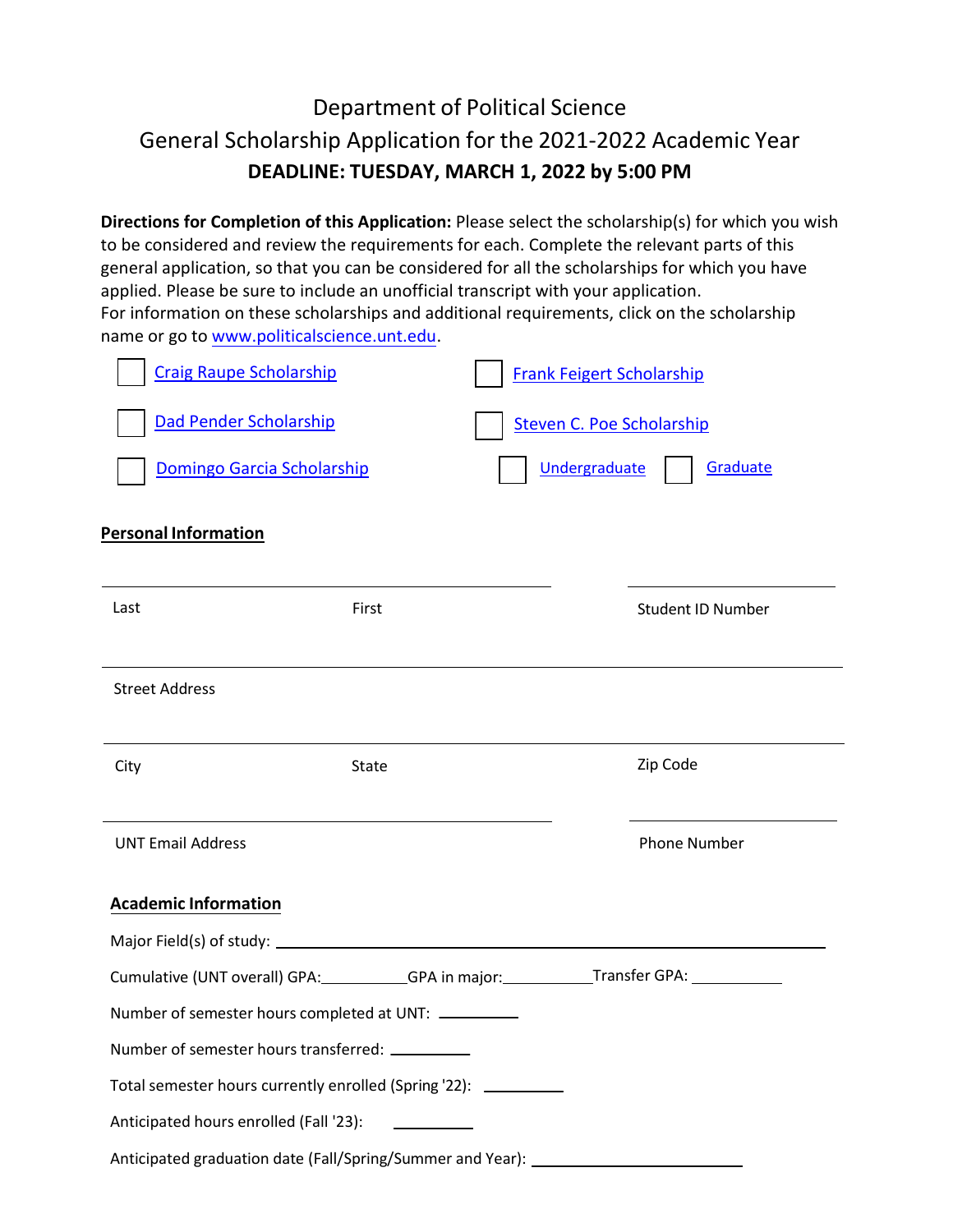# Department of Political Science
# General Scholarship Application for the 2021-2022 Academic Year

**DEADLINE: TUESDAY, MARCH 1, 2022 by 5:00 PM**

**Directions for Completion of this Application:** Please select the scholarship(s) for which you wish to be considered and review the requirements for each. Complete the relevant parts of this general application, so that you can be considered for all the scholarships for which you have applied. Please be sure to include an unofficial transcript with your application.
For information on these scholarships and additional requirements, click on the scholarship name or go to www.politicalscience.unt.edu.

- ☐ Craig Raupe Scholarship
- ☐ Dad Pender Scholarship
- ☐ Domingo Garcia Scholarship
- ☐ Frank Feigert Scholarship
- ☐ Steven C. Poe Scholarship
  - ☐ Undergraduate ☐ Graduate

## Personal Information

Last ____________ First ____________ Student ID Number ____________

Street Address ____________________________________________

City ____________ State ____________ Zip Code ____________

UNT Email Address ____________________ Phone Number ____________

## Academic Information

Major Field(s) of study: ____________________________________________

Cumulative (UNT overall) GPA:__________ GPA in major:__________ Transfer GPA: __________

Number of semester hours completed at UNT: __________

Number of semester hours transferred: __________

Total semester hours currently enrolled (Spring '22): __________

Anticipated hours enrolled (Fall '23): __________

Anticipated graduation date (Fall/Spring/Summer and Year): ____________________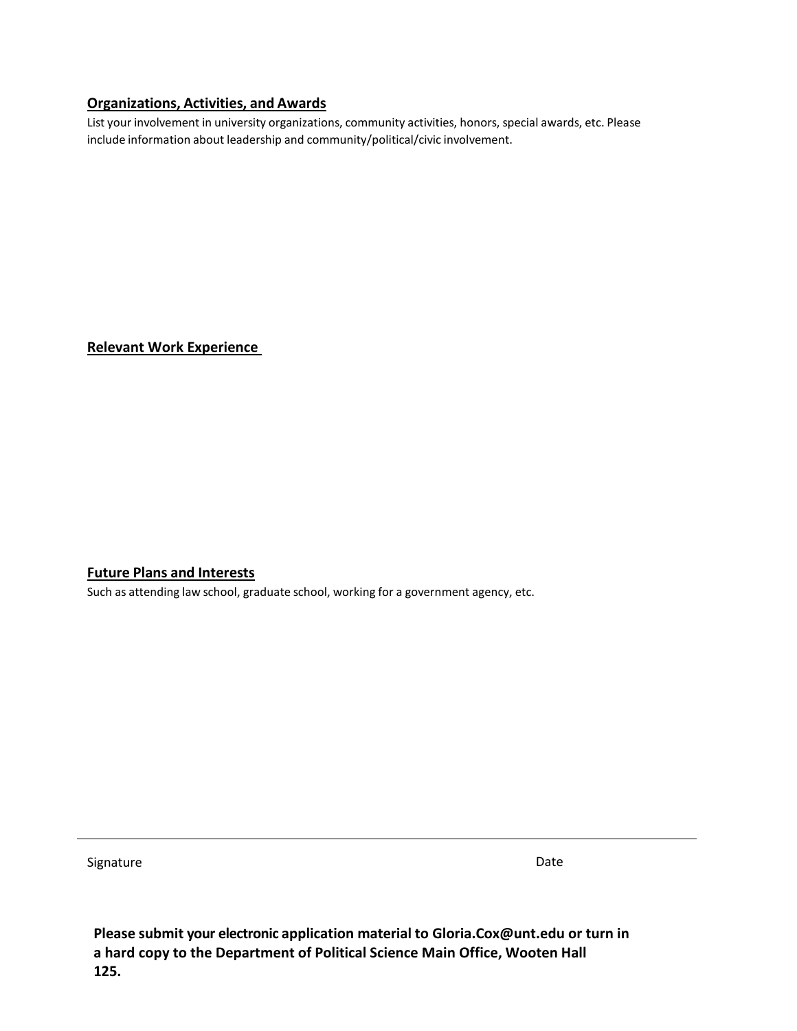**Organizations, Activities, and Awards**

List your involvement in university organizations, community activities, honors, special awards, etc. Please include information about leadership and community/political/civic involvement.

**Relevant Work Experience**

**Future Plans and Interests**

Such as attending law school, graduate school, working for a government agency, etc.

---

Signature Date

**Please submit your electronic application material to Gloria.Cox@unt.edu or turn in a hard copy to the Department of Political Science Main Office, Wooten Hall 125.**